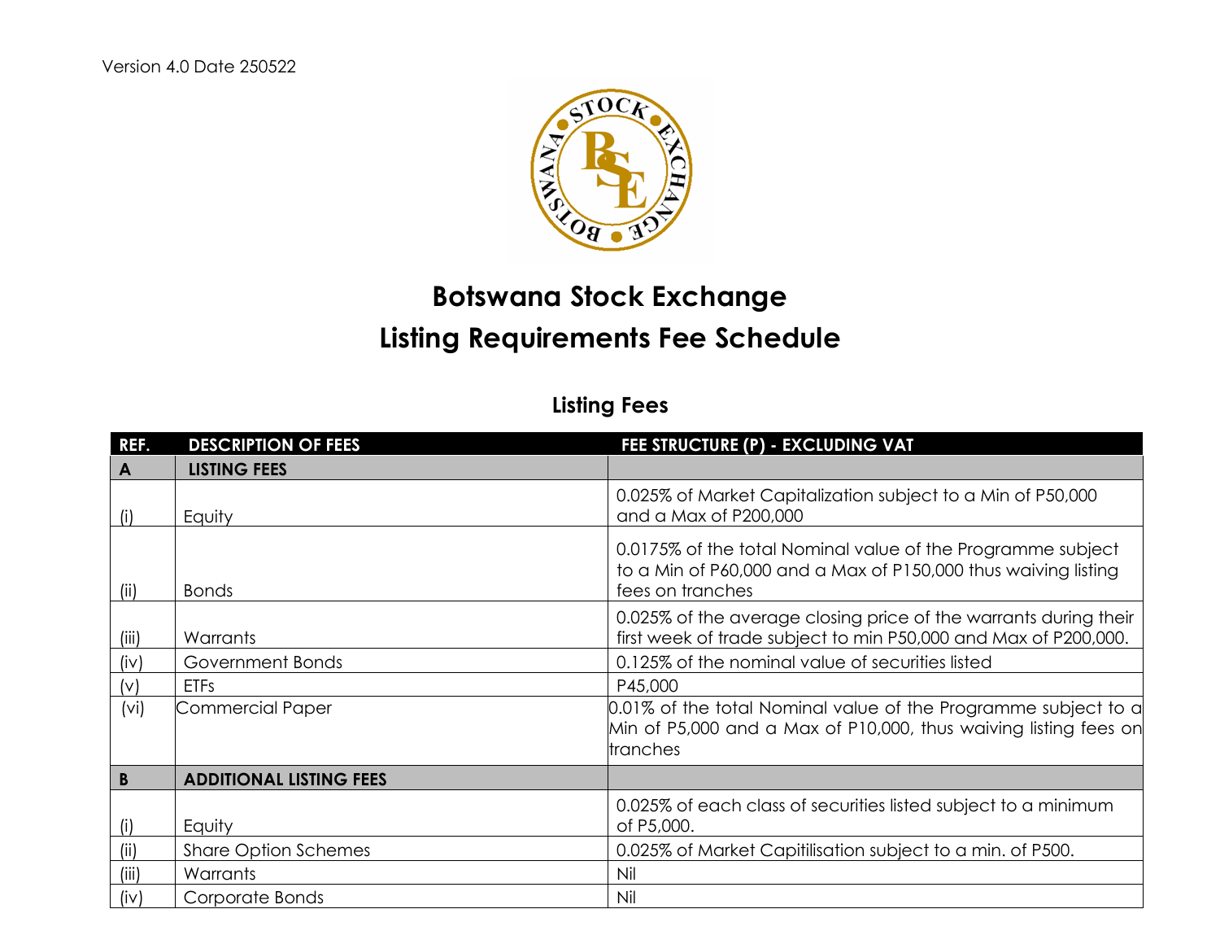Version 4.0 Date 250522

# Botswana Stock Exchange
# Listing Requirements Fee Schedule

## Listing Fees

| REF. | DESCRIPTION OF FEES | FEE STRUCTURE (P) - EXCLUDING VAT |
|---|---|---|
| **A** | **LISTING FEES** | |
| (i) | Equity | 0.025% of Market Capitalization subject to a Min of P50,000 and a Max of P200,000 |
| (ii) | Bonds | 0.0175% of the total Nominal value of the Programme subject to a Min of P60,000 and a Max of P150,000 thus waiving listing fees on tranches |
| (iii) | Warrants | 0.025% of the average closing price of the warrants during their first week of trade subject to min P50,000 and Max of P200,000. |
| (iv) | Government Bonds | 0.125% of the nominal value of securities listed |
| (v) | ETFs | P45,000 |
| (vi) | Commercial Paper | 0.01% of the total Nominal value of the Programme subject to a Min of P5,000 and a Max of P10,000, thus waiving listing fees on tranches |
| **B** | **ADDITIONAL LISTING FEES** | |
| (i) | Equity | 0.025% of each class of securities listed subject to a minimum of P5,000. |
| (ii) | Share Option Schemes | 0.025% of Market Capitilisation subject to a min. of P500. |
| (iii) | Warrants | Nil |
| (iv) | Corporate Bonds | Nil |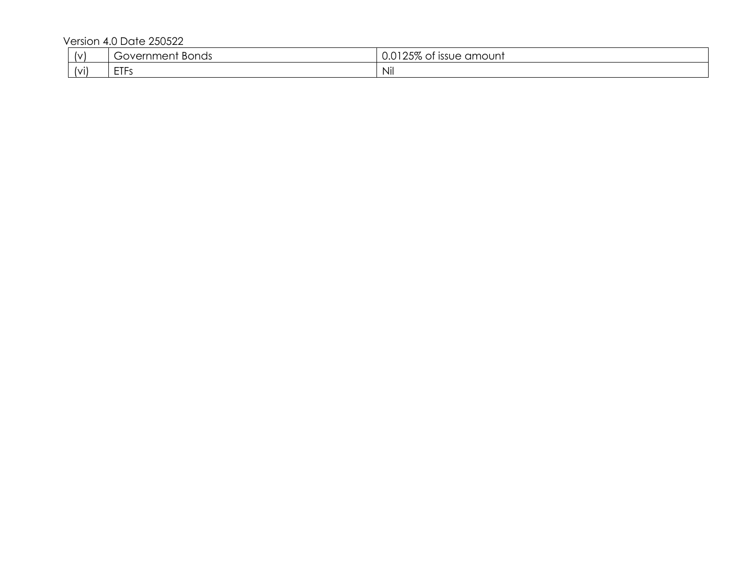| (v) | Government Bonds | 0.0125% of issue amount |
| --- | --- | --- |
| (vi) | ETFs | Nil |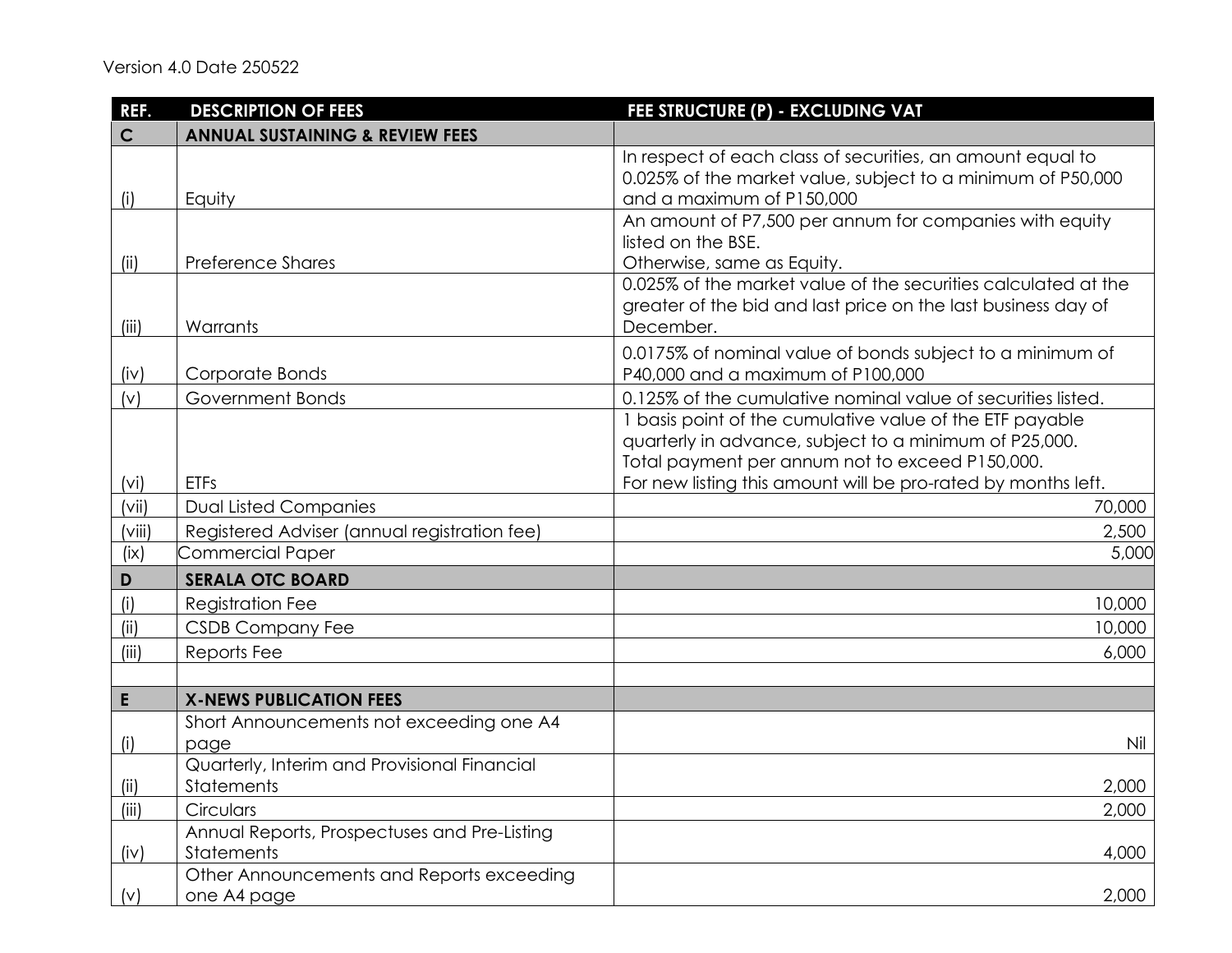Version 4.0 Date 250522

| REF. | DESCRIPTION OF FEES | FEE STRUCTURE (P) - EXCLUDING VAT |
|---|---|---|
| **C** | **ANNUAL SUSTAINING & REVIEW FEES** | |
| (i) | Equity | In respect of each class of securities, an amount equal to 0.025% of the market value, subject to a minimum of P50,000 and a maximum of P150,000 |
| (ii) | Preference Shares | An amount of P7,500 per annum for companies with equity listed on the BSE.<br>Otherwise, same as Equity. |
| (iii) | Warrants | 0.025% of the market value of the securities calculated at the greater of the bid and last price on the last business day of December. |
| (iv) | Corporate Bonds | 0.0175% of nominal value of bonds subject to a minimum of P40,000 and a maximum of P100,000 |
| (v) | Government Bonds | 0.125% of the cumulative nominal value of securities listed. |
| (vi) | ETFs | 1 basis point of the cumulative value of the ETF payable quarterly in advance, subject to a minimum of P25,000.<br>Total payment per annum not to exceed P150,000.<br>For new listing this amount will be pro-rated by months left. |
| (vii) | Dual Listed Companies | 70,000 |
| (viii) | Registered Adviser (annual registration fee) | 2,500 |
| (ix) | Commercial Paper | 5,000 |
| **D** | **SERALA OTC BOARD** | |
| (i) | Registration Fee | 10,000 |
| (ii) | CSDB Company Fee | 10,000 |
| (iii) | Reports Fee | 6,000 |
| | | |
| **E** | **X-NEWS PUBLICATION FEES** | |
| (i) | Short Announcements not exceeding one A4 page | Nil |
| (ii) | Quarterly, Interim and Provisional Financial Statements | 2,000 |
| (iii) | Circulars | 2,000 |
| (iv) | Annual Reports, Prospectuses and Pre-Listing Statements | 4,000 |
| (v) | Other Announcements and Reports exceeding one A4 page | 2,000 |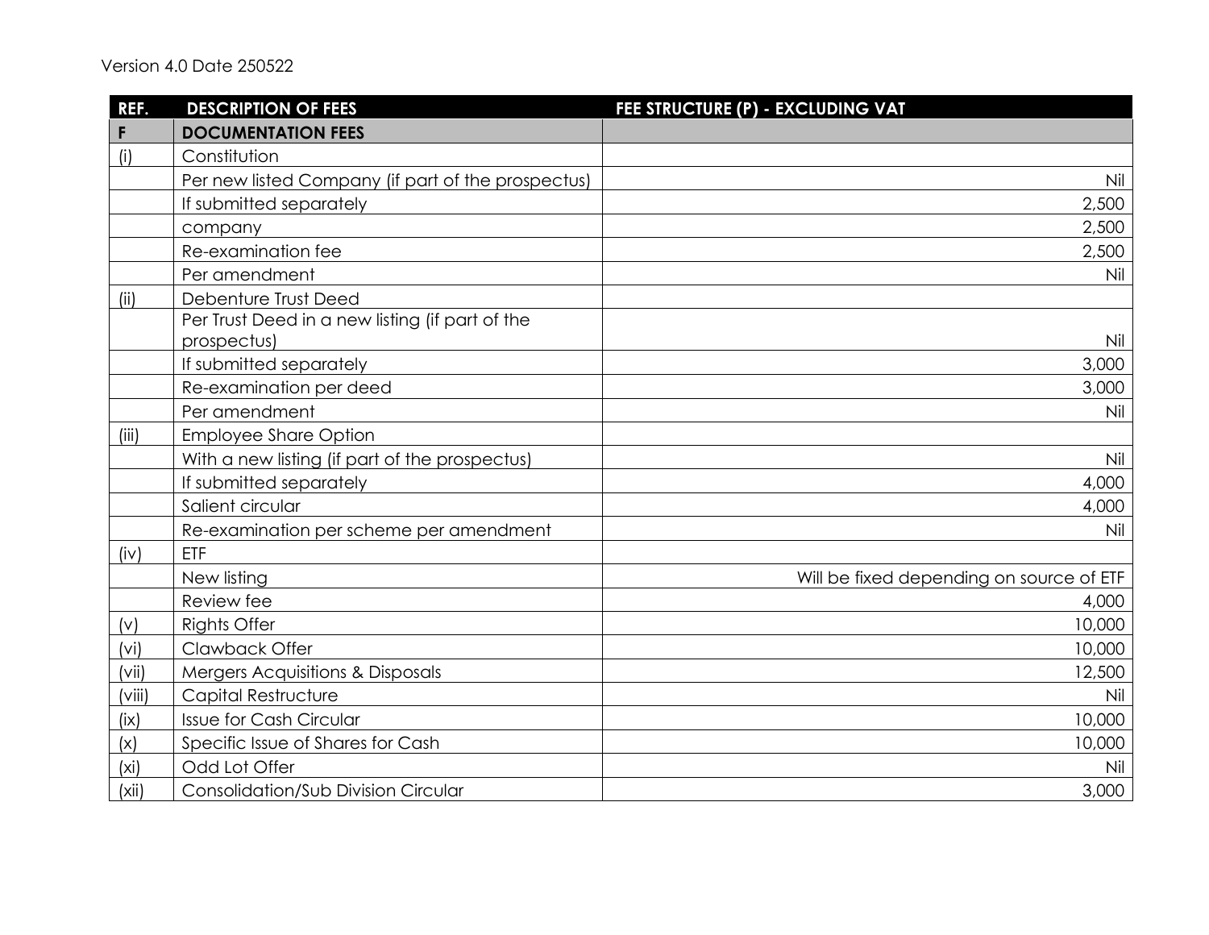Version 4.0 Date 250522

| REF. | DESCRIPTION OF FEES | FEE STRUCTURE (P) - EXCLUDING VAT |
|---|---|---|
| **F** | **DOCUMENTATION FEES** | |
| (i) | Constitution | |
| | Per new listed Company (if part of the prospectus) | Nil |
| | If submitted separately | 2,500 |
| | company | 2,500 |
| | Re-examination fee | 2,500 |
| | Per amendment | Nil |
| (ii) | Debenture Trust Deed | |
| | Per Trust Deed in a new listing (if part of the prospectus) | Nil |
| | If submitted separately | 3,000 |
| | Re-examination per deed | 3,000 |
| | Per amendment | Nil |
| (iii) | Employee Share Option | |
| | With a new listing (if part of the prospectus) | Nil |
| | If submitted separately | 4,000 |
| | Salient circular | 4,000 |
| | Re-examination per scheme per amendment | Nil |
| (iv) | ETF | |
| | New listing | Will be fixed depending on source of ETF |
| | Review fee | 4,000 |
| (v) | Rights Offer | 10,000 |
| (vi) | Clawback Offer | 10,000 |
| (vii) | Mergers Acquisitions & Disposals | 12,500 |
| (viii) | Capital Restructure | Nil |
| (ix) | Issue for Cash Circular | 10,000 |
| (x) | Specific Issue of Shares for Cash | 10,000 |
| (xi) | Odd Lot Offer | Nil |
| (xii) | Consolidation/Sub Division Circular | 3,000 |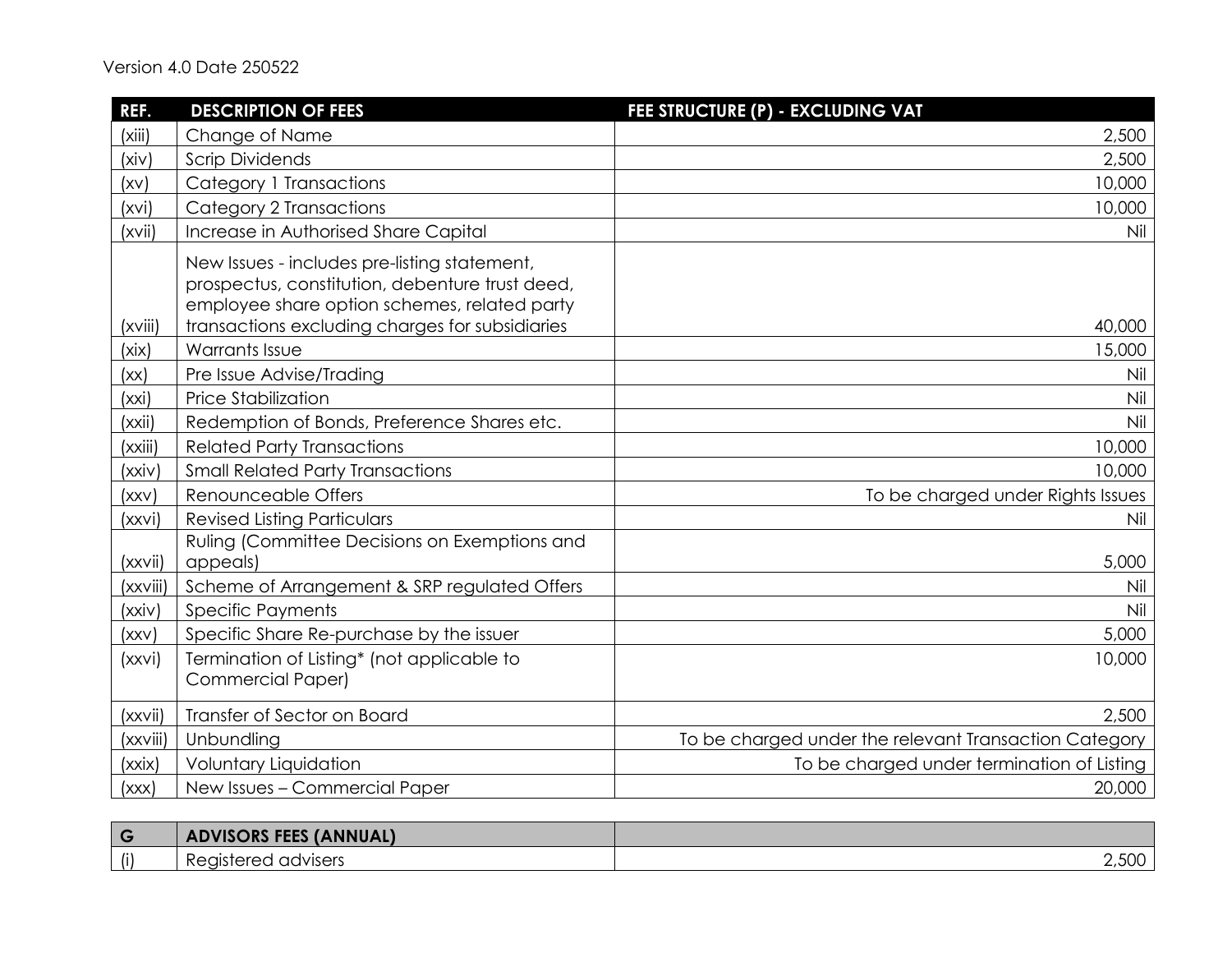Version 4.0 Date 250522

| REF. | DESCRIPTION OF FEES | FEE STRUCTURE (P) - EXCLUDING VAT |
|---|---|---|
| (xiii) | Change of Name | 2,500 |
| (xiv) | Scrip Dividends | 2,500 |
| (xv) | Category 1 Transactions | 10,000 |
| (xvi) | Category 2 Transactions | 10,000 |
| (xvii) | Increase in Authorised Share Capital | Nil |
| (xviii) | New Issues - includes pre-listing statement, prospectus, constitution, debenture trust deed, employee share option schemes, related party transactions excluding charges for subsidiaries | 40,000 |
| (xix) | Warrants Issue | 15,000 |
| (xx) | Pre Issue Advise/Trading | Nil |
| (xxi) | Price Stabilization | Nil |
| (xxii) | Redemption of Bonds, Preference Shares etc. | Nil |
| (xxiii) | Related Party Transactions | 10,000 |
| (xxiv) | Small Related Party Transactions | 10,000 |
| (xxv) | Renounceable Offers | To be charged under Rights Issues |
| (xxvi) | Revised Listing Particulars | Nil |
| (xxvii) | Ruling (Committee Decisions on Exemptions and appeals) | 5,000 |
| (xxviii) | Scheme of Arrangement & SRP regulated Offers | Nil |
| (xxiv) | Specific Payments | Nil |
| (xxv) | Specific Share Re-purchase by the issuer | 5,000 |
| (xxvi) | Termination of Listing* (not applicable to Commercial Paper) | 10,000 |
| (xxvii) | Transfer of Sector on Board | 2,500 |
| (xxviii) | Unbundling | To be charged under the relevant Transaction Category |
| (xxix) | Voluntary Liquidation | To be charged under termination of Listing |
| (xxx) | New Issues – Commercial Paper | 20,000 |

| G | ADVISORS FEES (ANNUAL) | |
|---|---|---|
| (i) | Registered advisers | 2,500 |